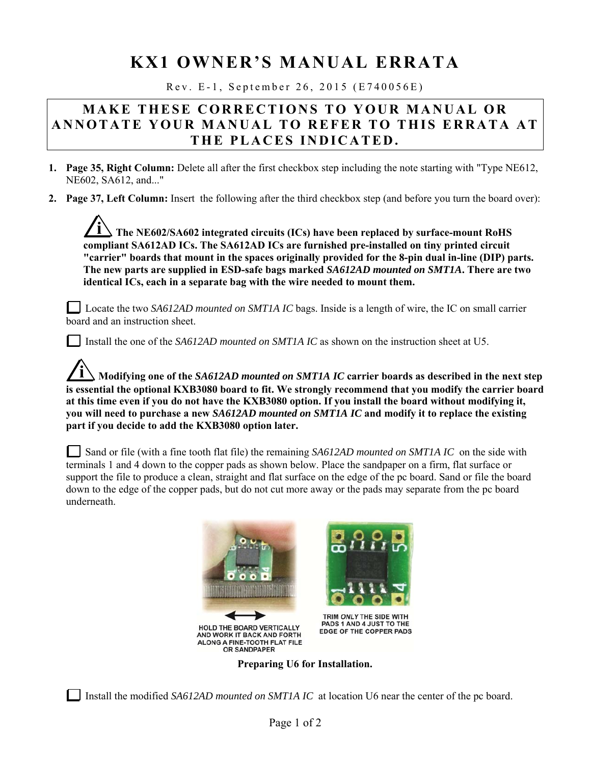# KX1 OWNER'S MANUAL ERRATA

Rev. E-1, September 26, 2015 (E740056E)

**MAKE THESE CORRECTIONS TO YOUR MANUAL OR ANNOTATE YOUR MANUAL TO REFER TO THIS ERRATA AT THE PLACES INDICATED.**

1. **Page 35, Right Column:** Delete all after the first checkbox step including the note starting with "Type NE612, NE602, SA612, and..."
2. **Page 37, Left Column:** Insert the following after the third checkbox step (and before you turn the board over):

**i The NE602/SA602 integrated circuits (ICs) have been replaced by surface-mount RoHS compliant SA612AD ICs. The SA612AD ICs are furnished pre-installed on tiny printed circuit "carrier" boards that mount in the spaces originally provided for the 8-pin dual in-line (DIP) parts. The new parts are supplied in ESD-safe bags marked *SA612AD mounted on SMT1A*. There are two identical ICs, each in a separate bag with the wire needed to mount them.**

☐ Locate the two *SA612AD mounted on SMT1A IC* bags. Inside is a length of wire, the IC on small carrier board and an instruction sheet.

☐ Install the one of the *SA612AD mounted on SMT1A IC* as shown on the instruction sheet at U5.

**i Modifying one of the *SA612AD mounted on SMT1A IC* carrier boards as described in the next step is essential the optional KXB3080 board to fit. We strongly recommend that you modify the carrier board at this time even if you do not have the KXB3080 option. If you install the board without modifying it, you will need to purchase a new *SA612AD mounted on SMT1A IC* and modify it to replace the existing part if you decide to add the KXB3080 option later.**

☐ Sand or file (with a fine tooth flat file) the remaining *SA612AD mounted on SMT1A IC* on the side with terminals 1 and 4 down to the copper pads as shown below. Place the sandpaper on a firm, flat surface or support the file to produce a clean, straight and flat surface on the edge of the pc board. Sand or file the board down to the edge of the copper pads, but do not cut more away or the pads may separate from the pc board underneath.

HOLD THE BOARD VERTICALLY AND WORK IT BACK AND FORTH ALONG A FINE-TOOTH FLAT FILE OR SANDPAPER

TRIM *ONLY* THE SIDE WITH PADS 1 AND 4 JUST TO THE EDGE OF THE COPPER PADS

**Preparing U6 for Installation.**

☐ Install the modified *SA612AD mounted on SMT1A IC* at location U6 near the center of the pc board.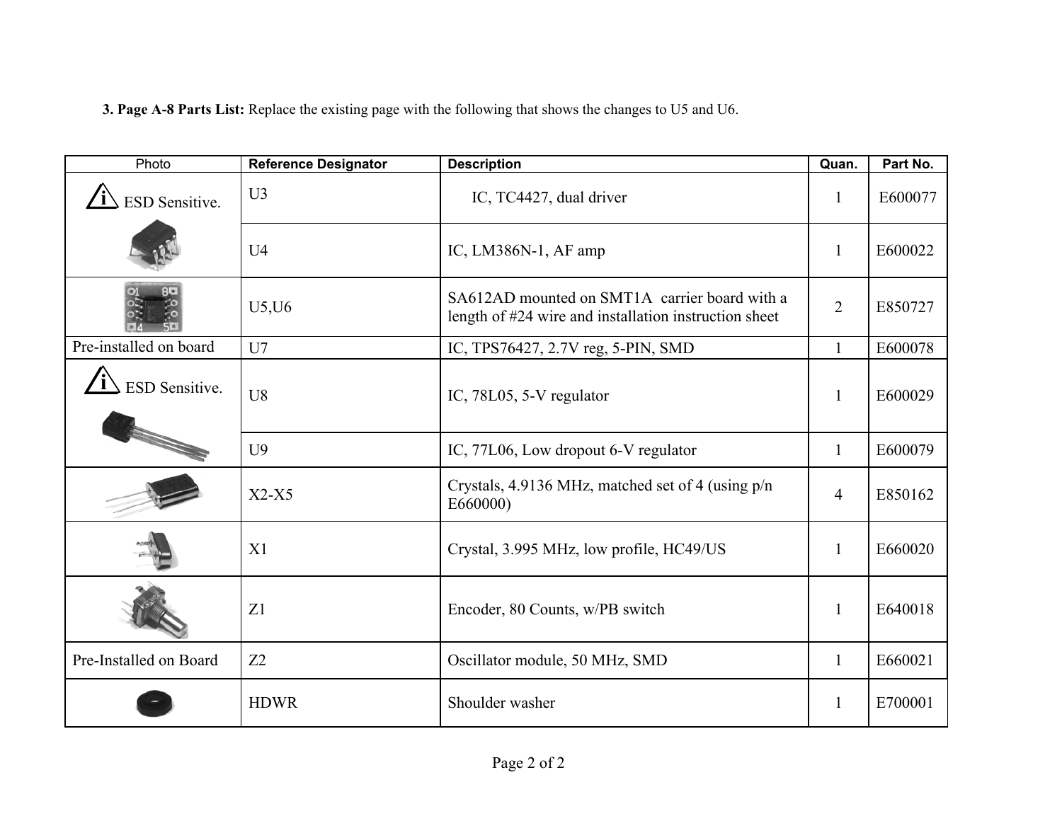**3. Page A-8 Parts List:** Replace the existing page with the following that shows the changes to U5 and U6.

| Photo | Reference Designator | Description | Quan. | Part No. |
|---|---|---|---|---|
| ESD Sensitive. | U3 | IC, TC4427, dual driver | 1 | E600077 |
| | U4 | IC, LM386N-1, AF amp | 1 | E600022 |
| | U5,U6 | SA612AD mounted on SMT1A carrier board with a length of #24 wire and installation instruction sheet | 2 | E850727 |
| Pre-installed on board | U7 | IC, TPS76427, 2.7V reg, 5-PIN, SMD | 1 | E600078 |
| ESD Sensitive. | U8 | IC, 78L05, 5-V regulator | 1 | E600029 |
| | U9 | IC, 77L06, Low dropout 6-V regulator | 1 | E600079 |
| | X2-X5 | Crystals, 4.9136 MHz, matched set of 4 (using p/n E660000) | 4 | E850162 |
| | X1 | Crystal, 3.995 MHz, low profile, HC49/US | 1 | E660020 |
| | Z1 | Encoder, 80 Counts, w/PB switch | 1 | E640018 |
| Pre-Installed on Board | Z2 | Oscillator module, 50 MHz, SMD | 1 | E660021 |
| | HDWR | Shoulder washer | 1 | E700001 |